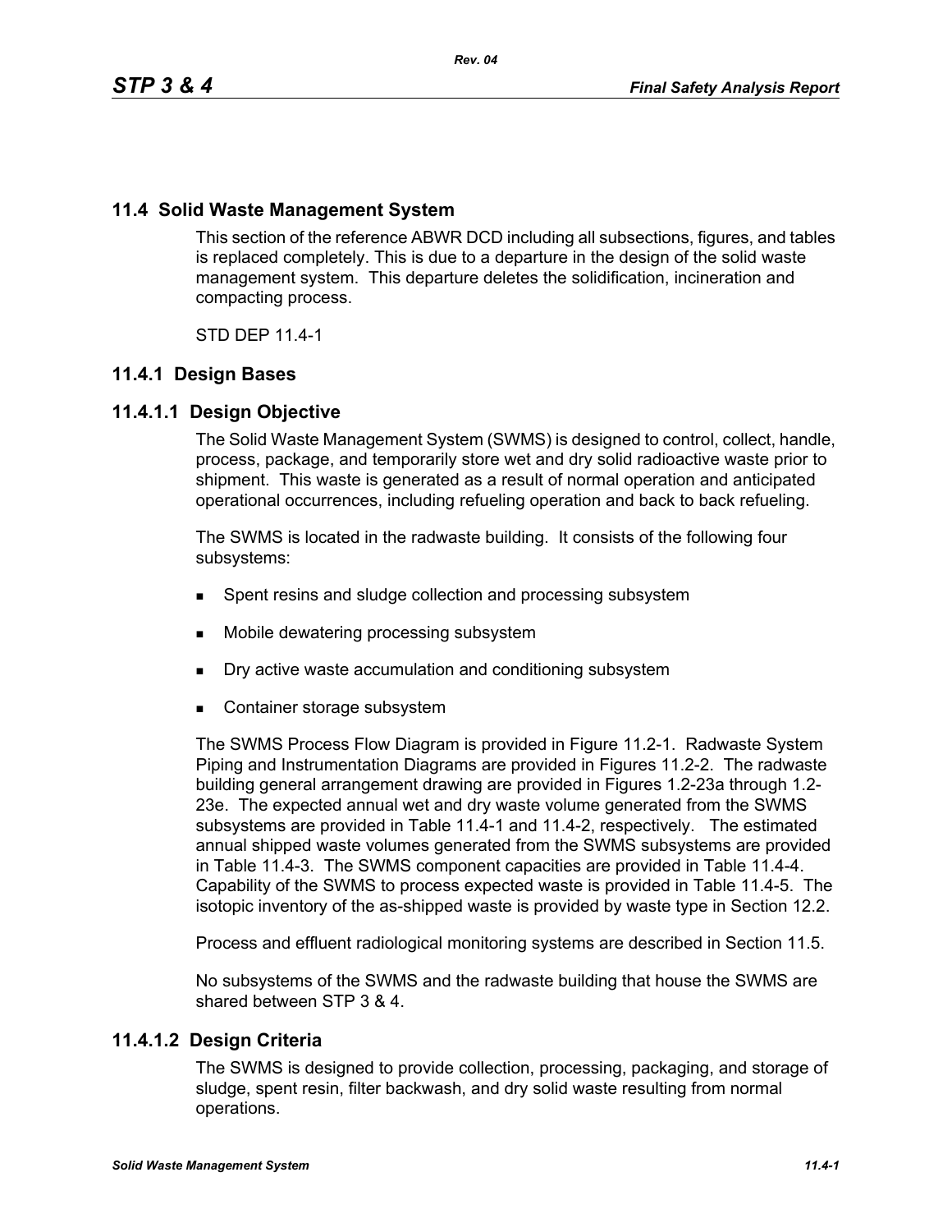## 11.4 Solid Waste Management System

This section of the reference ABWR DCD including all subsections, figures, and tables is replaced completely. This is due to a departure in the design of the solid waste management system. This departure deletes the solidification, incineration and compacting process.

STD DEP 11.4-1

### 11.4.1 Design Bases

#### 11.4.1.1 Design Objective

The Solid Waste Management System (SWMS) is designed to control, collect, handle, process, package, and temporarily store wet and dry solid radioactive waste prior to shipment. This waste is generated as a result of normal operation and anticipated operational occurrences, including refueling operation and back to back refueling.

The SWMS is located in the radwaste building. It consists of the following four subsystems:

- Spent resins and sludge collection and processing subsystem
- Mobile dewatering processing subsystem
- Dry active waste accumulation and conditioning subsystem
- Container storage subsystem

The SWMS Process Flow Diagram is provided in Figure 11.2-1. Radwaste System Piping and Instrumentation Diagrams are provided in Figures 11.2-2. The radwaste building general arrangement drawing are provided in Figures 1.2-23a through 1.2-23e. The expected annual wet and dry waste volume generated from the SWMS subsystems are provided in Table 11.4-1 and 11.4-2, respectively. The estimated annual shipped waste volumes generated from the SWMS subsystems are provided in Table 11.4-3. The SWMS component capacities are provided in Table 11.4-4. Capability of the SWMS to process expected waste is provided in Table 11.4-5. The isotopic inventory of the as-shipped waste is provided by waste type in Section 12.2.

Process and effluent radiological monitoring systems are described in Section 11.5.

No subsystems of the SWMS and the radwaste building that house the SWMS are shared between STP 3 & 4.

#### 11.4.1.2 Design Criteria

The SWMS is designed to provide collection, processing, packaging, and storage of sludge, spent resin, filter backwash, and dry solid waste resulting from normal operations.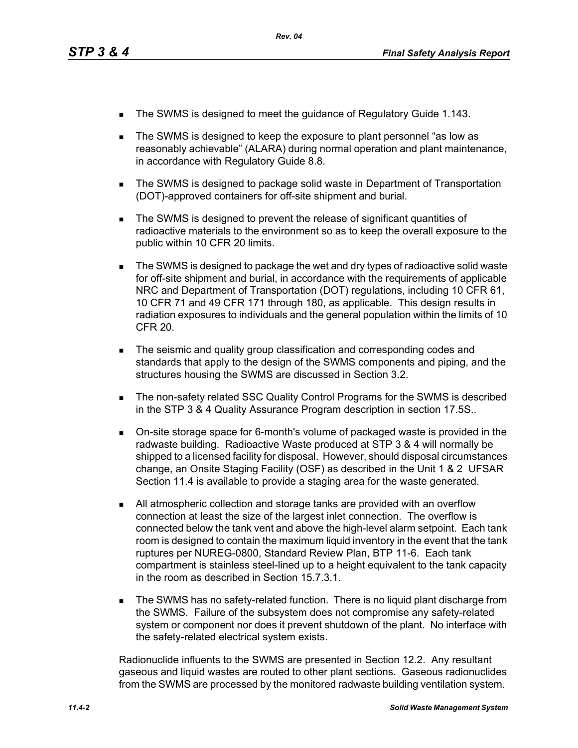- The SWMS is designed to meet the guidance of Regulatory Guide 1.143.
- The SWMS is designed to keep the exposure to plant personnel "as low as reasonably achievable" (ALARA) during normal operation and plant maintenance, in accordance with Regulatory Guide 8.8.
- The SWMS is designed to package solid waste in Department of Transportation (DOT)-approved containers for off-site shipment and burial.
- The SWMS is designed to prevent the release of significant quantities of radioactive materials to the environment so as to keep the overall exposure to the public within 10 CFR 20 limits.
- The SWMS is designed to package the wet and dry types of radioactive solid waste for off-site shipment and burial, in accordance with the requirements of applicable NRC and Department of Transportation (DOT) regulations, including 10 CFR 61, 10 CFR 71 and 49 CFR 171 through 180, as applicable. This design results in radiation exposures to individuals and the general population within the limits of 10 CFR 20.
- The seismic and quality group classification and corresponding codes and standards that apply to the design of the SWMS components and piping, and the structures housing the SWMS are discussed in Section 3.2.
- The non-safety related SSC Quality Control Programs for the SWMS is described in the STP 3 & 4 Quality Assurance Program description in section 17.5S..
- On-site storage space for 6-month's volume of packaged waste is provided in the radwaste building. Radioactive Waste produced at STP 3 & 4 will normally be shipped to a licensed facility for disposal. However, should disposal circumstances change, an Onsite Staging Facility (OSF) as described in the Unit 1 & 2 UFSAR Section 11.4 is available to provide a staging area for the waste generated.
- All atmospheric collection and storage tanks are provided with an overflow connection at least the size of the largest inlet connection. The overflow is connected below the tank vent and above the high-level alarm setpoint. Each tank room is designed to contain the maximum liquid inventory in the event that the tank ruptures per NUREG-0800, Standard Review Plan, BTP 11-6. Each tank compartment is stainless steel-lined up to a height equivalent to the tank capacity in the room as described in Section 15.7.3.1.
- The SWMS has no safety-related function. There is no liquid plant discharge from the SWMS. Failure of the subsystem does not compromise any safety-related system or component nor does it prevent shutdown of the plant. No interface with the safety-related electrical system exists.

Radionuclide influents to the SWMS are presented in Section 12.2. Any resultant gaseous and liquid wastes are routed to other plant sections. Gaseous radionuclides from the SWMS are processed by the monitored radwaste building ventilation system.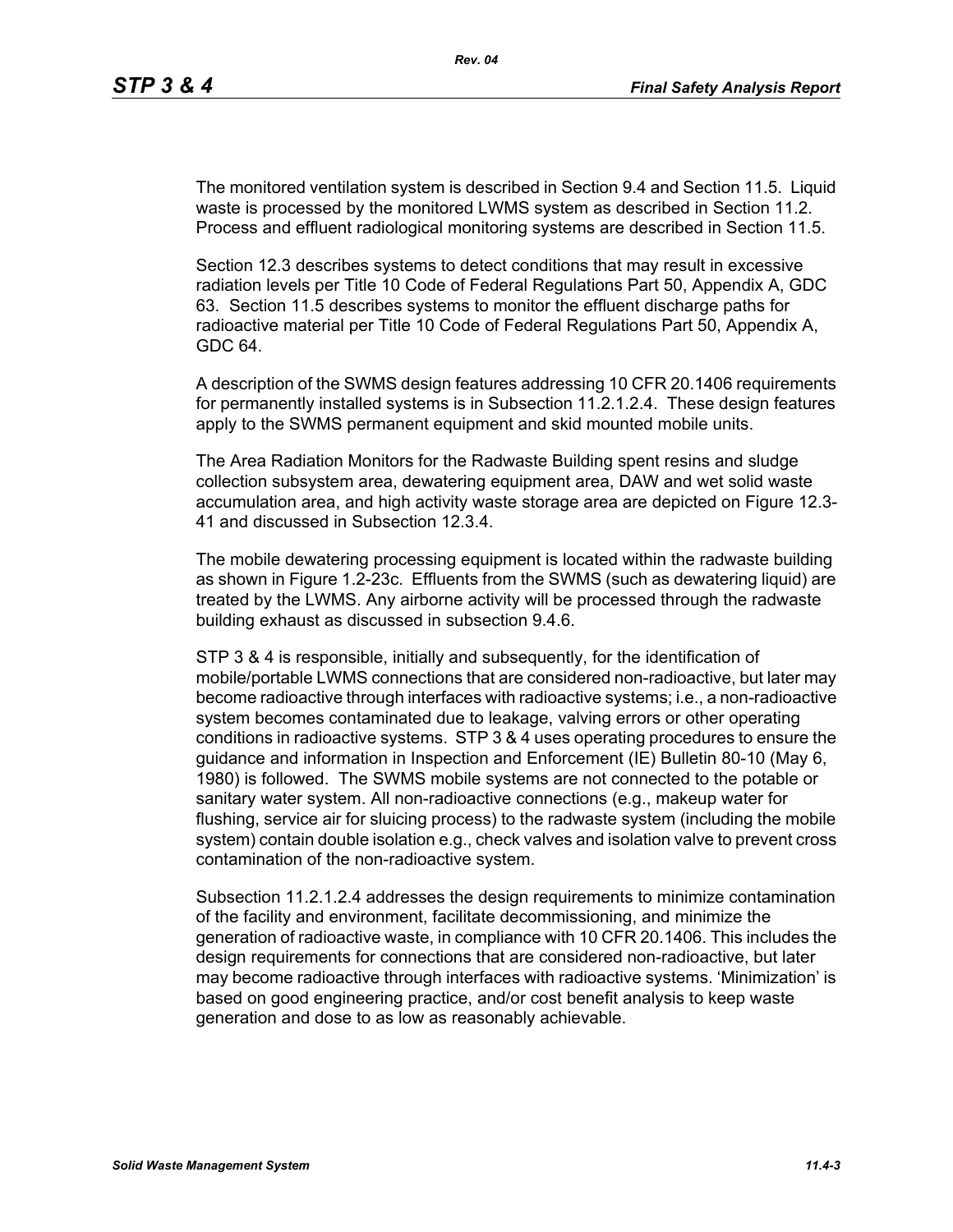The monitored ventilation system is described in Section 9.4 and Section 11.5. Liquid waste is processed by the monitored LWMS system as described in Section 11.2. Process and effluent radiological monitoring systems are described in Section 11.5.

Section 12.3 describes systems to detect conditions that may result in excessive radiation levels per Title 10 Code of Federal Regulations Part 50, Appendix A, GDC 63. Section 11.5 describes systems to monitor the effluent discharge paths for radioactive material per Title 10 Code of Federal Regulations Part 50, Appendix A, GDC 64.

A description of the SWMS design features addressing 10 CFR 20.1406 requirements for permanently installed systems is in Subsection 11.2.1.2.4. These design features apply to the SWMS permanent equipment and skid mounted mobile units.

The Area Radiation Monitors for the Radwaste Building spent resins and sludge collection subsystem area, dewatering equipment area, DAW and wet solid waste accumulation area, and high activity waste storage area are depicted on Figure 12.3-41 and discussed in Subsection 12.3.4.

The mobile dewatering processing equipment is located within the radwaste building as shown in Figure 1.2-23c. Effluents from the SWMS (such as dewatering liquid) are treated by the LWMS. Any airborne activity will be processed through the radwaste building exhaust as discussed in subsection 9.4.6.

STP 3 & 4 is responsible, initially and subsequently, for the identification of mobile/portable LWMS connections that are considered non-radioactive, but later may become radioactive through interfaces with radioactive systems; i.e., a non-radioactive system becomes contaminated due to leakage, valving errors or other operating conditions in radioactive systems. STP 3 & 4 uses operating procedures to ensure the guidance and information in Inspection and Enforcement (IE) Bulletin 80-10 (May 6, 1980) is followed. The SWMS mobile systems are not connected to the potable or sanitary water system. All non-radioactive connections (e.g., makeup water for flushing, service air for sluicing process) to the radwaste system (including the mobile system) contain double isolation e.g., check valves and isolation valve to prevent cross contamination of the non-radioactive system.

Subsection 11.2.1.2.4 addresses the design requirements to minimize contamination of the facility and environment, facilitate decommissioning, and minimize the generation of radioactive waste, in compliance with 10 CFR 20.1406. This includes the design requirements for connections that are considered non-radioactive, but later may become radioactive through interfaces with radioactive systems. 'Minimization' is based on good engineering practice, and/or cost benefit analysis to keep waste generation and dose to as low as reasonably achievable.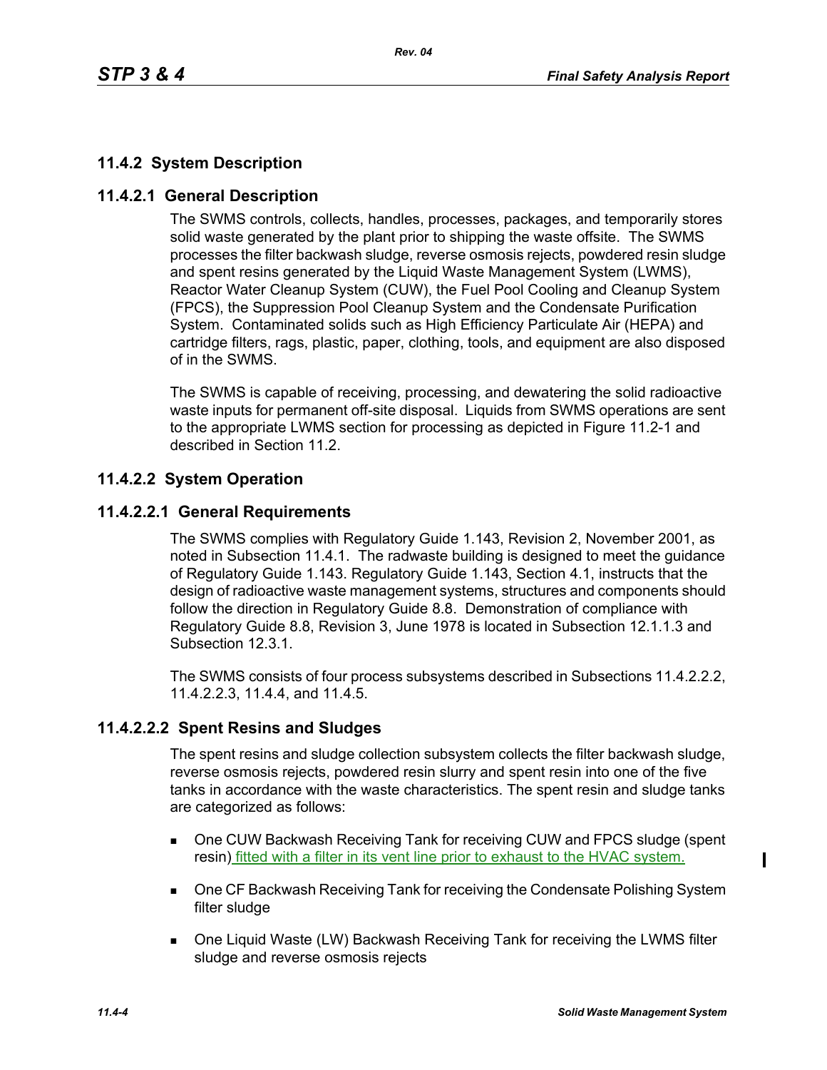## 11.4.2 System Description

### 11.4.2.1 General Description

The SWMS controls, collects, handles, processes, packages, and temporarily stores solid waste generated by the plant prior to shipping the waste offsite. The SWMS processes the filter backwash sludge, reverse osmosis rejects, powdered resin sludge and spent resins generated by the Liquid Waste Management System (LWMS), Reactor Water Cleanup System (CUW), the Fuel Pool Cooling and Cleanup System (FPCS), the Suppression Pool Cleanup System and the Condensate Purification System. Contaminated solids such as High Efficiency Particulate Air (HEPA) and cartridge filters, rags, plastic, paper, clothing, tools, and equipment are also disposed of in the SWMS.

The SWMS is capable of receiving, processing, and dewatering the solid radioactive waste inputs for permanent off-site disposal. Liquids from SWMS operations are sent to the appropriate LWMS section for processing as depicted in Figure 11.2-1 and described in Section 11.2.

### 11.4.2.2 System Operation

#### 11.4.2.2.1 General Requirements

The SWMS complies with Regulatory Guide 1.143, Revision 2, November 2001, as noted in Subsection 11.4.1. The radwaste building is designed to meet the guidance of Regulatory Guide 1.143. Regulatory Guide 1.143, Section 4.1, instructs that the design of radioactive waste management systems, structures and components should follow the direction in Regulatory Guide 8.8. Demonstration of compliance with Regulatory Guide 8.8, Revision 3, June 1978 is located in Subsection 12.1.1.3 and Subsection 12.3.1.

The SWMS consists of four process subsystems described in Subsections 11.4.2.2.2, 11.4.2.2.3, 11.4.4, and 11.4.5.

#### 11.4.2.2.2 Spent Resins and Sludges

The spent resins and sludge collection subsystem collects the filter backwash sludge, reverse osmosis rejects, powdered resin slurry and spent resin into one of the five tanks in accordance with the waste characteristics. The spent resin and sludge tanks are categorized as follows:

- One CUW Backwash Receiving Tank for receiving CUW and FPCS sludge (spent resin) fitted with a filter in its vent line prior to exhaust to the HVAC system.
- One CF Backwash Receiving Tank for receiving the Condensate Polishing System filter sludge
- One Liquid Waste (LW) Backwash Receiving Tank for receiving the LWMS filter sludge and reverse osmosis rejects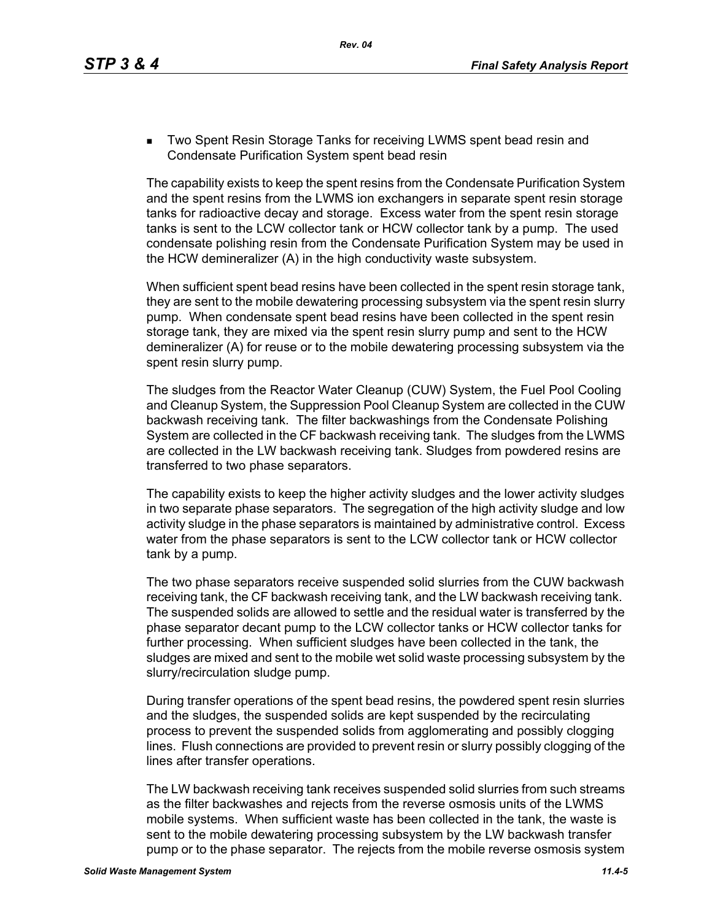- Two Spent Resin Storage Tanks for receiving LWMS spent bead resin and Condensate Purification System spent bead resin

The capability exists to keep the spent resins from the Condensate Purification System and the spent resins from the LWMS ion exchangers in separate spent resin storage tanks for radioactive decay and storage. Excess water from the spent resin storage tanks is sent to the LCW collector tank or HCW collector tank by a pump. The used condensate polishing resin from the Condensate Purification System may be used in the HCW demineralizer (A) in the high conductivity waste subsystem.

When sufficient spent bead resins have been collected in the spent resin storage tank, they are sent to the mobile dewatering processing subsystem via the spent resin slurry pump. When condensate spent bead resins have been collected in the spent resin storage tank, they are mixed via the spent resin slurry pump and sent to the HCW demineralizer (A) for reuse or to the mobile dewatering processing subsystem via the spent resin slurry pump.

The sludges from the Reactor Water Cleanup (CUW) System, the Fuel Pool Cooling and Cleanup System, the Suppression Pool Cleanup System are collected in the CUW backwash receiving tank. The filter backwashings from the Condensate Polishing System are collected in the CF backwash receiving tank. The sludges from the LWMS are collected in the LW backwash receiving tank. Sludges from powdered resins are transferred to two phase separators.

The capability exists to keep the higher activity sludges and the lower activity sludges in two separate phase separators. The segregation of the high activity sludge and low activity sludge in the phase separators is maintained by administrative control. Excess water from the phase separators is sent to the LCW collector tank or HCW collector tank by a pump.

The two phase separators receive suspended solid slurries from the CUW backwash receiving tank, the CF backwash receiving tank, and the LW backwash receiving tank. The suspended solids are allowed to settle and the residual water is transferred by the phase separator decant pump to the LCW collector tanks or HCW collector tanks for further processing. When sufficient sludges have been collected in the tank, the sludges are mixed and sent to the mobile wet solid waste processing subsystem by the slurry/recirculation sludge pump.

During transfer operations of the spent bead resins, the powdered spent resin slurries and the sludges, the suspended solids are kept suspended by the recirculating process to prevent the suspended solids from agglomerating and possibly clogging lines. Flush connections are provided to prevent resin or slurry possibly clogging of the lines after transfer operations.

The LW backwash receiving tank receives suspended solid slurries from such streams as the filter backwashes and rejects from the reverse osmosis units of the LWMS mobile systems. When sufficient waste has been collected in the tank, the waste is sent to the mobile dewatering processing subsystem by the LW backwash transfer pump or to the phase separator. The rejects from the mobile reverse osmosis system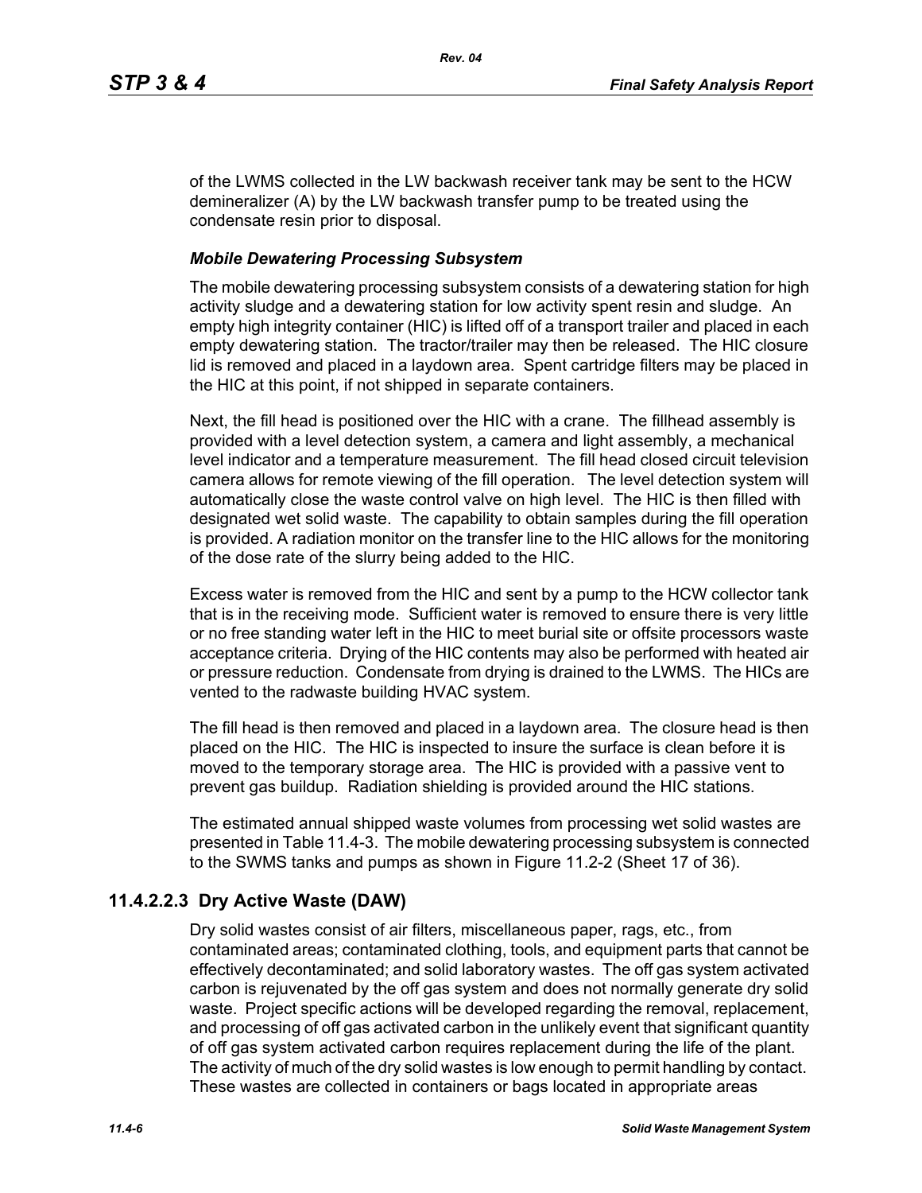of the LWMS collected in the LW backwash receiver tank may be sent to the HCW demineralizer (A) by the LW backwash transfer pump to be treated using the condensate resin prior to disposal.

***Mobile Dewatering Processing Subsystem***

The mobile dewatering processing subsystem consists of a dewatering station for high activity sludge and a dewatering station for low activity spent resin and sludge. An empty high integrity container (HIC) is lifted off of a transport trailer and placed in each empty dewatering station. The tractor/trailer may then be released. The HIC closure lid is removed and placed in a laydown area. Spent cartridge filters may be placed in the HIC at this point, if not shipped in separate containers.

Next, the fill head is positioned over the HIC with a crane. The fillhead assembly is provided with a level detection system, a camera and light assembly, a mechanical level indicator and a temperature measurement. The fill head closed circuit television camera allows for remote viewing of the fill operation. The level detection system will automatically close the waste control valve on high level. The HIC is then filled with designated wet solid waste. The capability to obtain samples during the fill operation is provided. A radiation monitor on the transfer line to the HIC allows for the monitoring of the dose rate of the slurry being added to the HIC.

Excess water is removed from the HIC and sent by a pump to the HCW collector tank that is in the receiving mode. Sufficient water is removed to ensure there is very little or no free standing water left in the HIC to meet burial site or offsite processors waste acceptance criteria. Drying of the HIC contents may also be performed with heated air or pressure reduction. Condensate from drying is drained to the LWMS. The HICs are vented to the radwaste building HVAC system.

The fill head is then removed and placed in a laydown area. The closure head is then placed on the HIC. The HIC is inspected to insure the surface is clean before it is moved to the temporary storage area. The HIC is provided with a passive vent to prevent gas buildup. Radiation shielding is provided around the HIC stations.

The estimated annual shipped waste volumes from processing wet solid wastes are presented in Table 11.4-3. The mobile dewatering processing subsystem is connected to the SWMS tanks and pumps as shown in Figure 11.2-2 (Sheet 17 of 36).

## 11.4.2.2.3 Dry Active Waste (DAW)

Dry solid wastes consist of air filters, miscellaneous paper, rags, etc., from contaminated areas; contaminated clothing, tools, and equipment parts that cannot be effectively decontaminated; and solid laboratory wastes. The off gas system activated carbon is rejuvenated by the off gas system and does not normally generate dry solid waste. Project specific actions will be developed regarding the removal, replacement, and processing of off gas activated carbon in the unlikely event that significant quantity of off gas system activated carbon requires replacement during the life of the plant. The activity of much of the dry solid wastes is low enough to permit handling by contact. These wastes are collected in containers or bags located in appropriate areas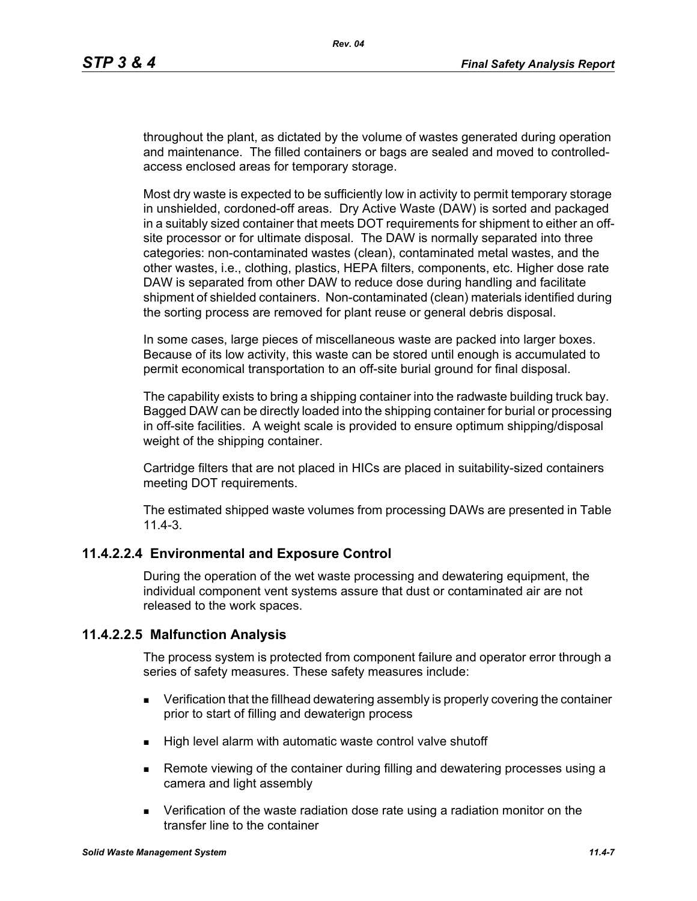throughout the plant, as dictated by the volume of wastes generated during operation and maintenance. The filled containers or bags are sealed and moved to controlled-access enclosed areas for temporary storage.

Most dry waste is expected to be sufficiently low in activity to permit temporary storage in unshielded, cordoned-off areas. Dry Active Waste (DAW) is sorted and packaged in a suitably sized container that meets DOT requirements for shipment to either an off-site processor or for ultimate disposal. The DAW is normally separated into three categories: non-contaminated wastes (clean), contaminated metal wastes, and the other wastes, i.e., clothing, plastics, HEPA filters, components, etc. Higher dose rate DAW is separated from other DAW to reduce dose during handling and facilitate shipment of shielded containers. Non-contaminated (clean) materials identified during the sorting process are removed for plant reuse or general debris disposal.

In some cases, large pieces of miscellaneous waste are packed into larger boxes. Because of its low activity, this waste can be stored until enough is accumulated to permit economical transportation to an off-site burial ground for final disposal.

The capability exists to bring a shipping container into the radwaste building truck bay. Bagged DAW can be directly loaded into the shipping container for burial or processing in off-site facilities. A weight scale is provided to ensure optimum shipping/disposal weight of the shipping container.

Cartridge filters that are not placed in HICs are placed in suitability-sized containers meeting DOT requirements.

The estimated shipped waste volumes from processing DAWs are presented in Table 11.4-3.

#### 11.4.2.2.4 Environmental and Exposure Control

During the operation of the wet waste processing and dewatering equipment, the individual component vent systems assure that dust or contaminated air are not released to the work spaces.

#### 11.4.2.2.5 Malfunction Analysis

The process system is protected from component failure and operator error through a series of safety measures. These safety measures include:

- Verification that the fillhead dewatering assembly is properly covering the container prior to start of filling and dewaterign process
- High level alarm with automatic waste control valve shutoff
- Remote viewing of the container during filling and dewatering processes using a camera and light assembly
- Verification of the waste radiation dose rate using a radiation monitor on the transfer line to the container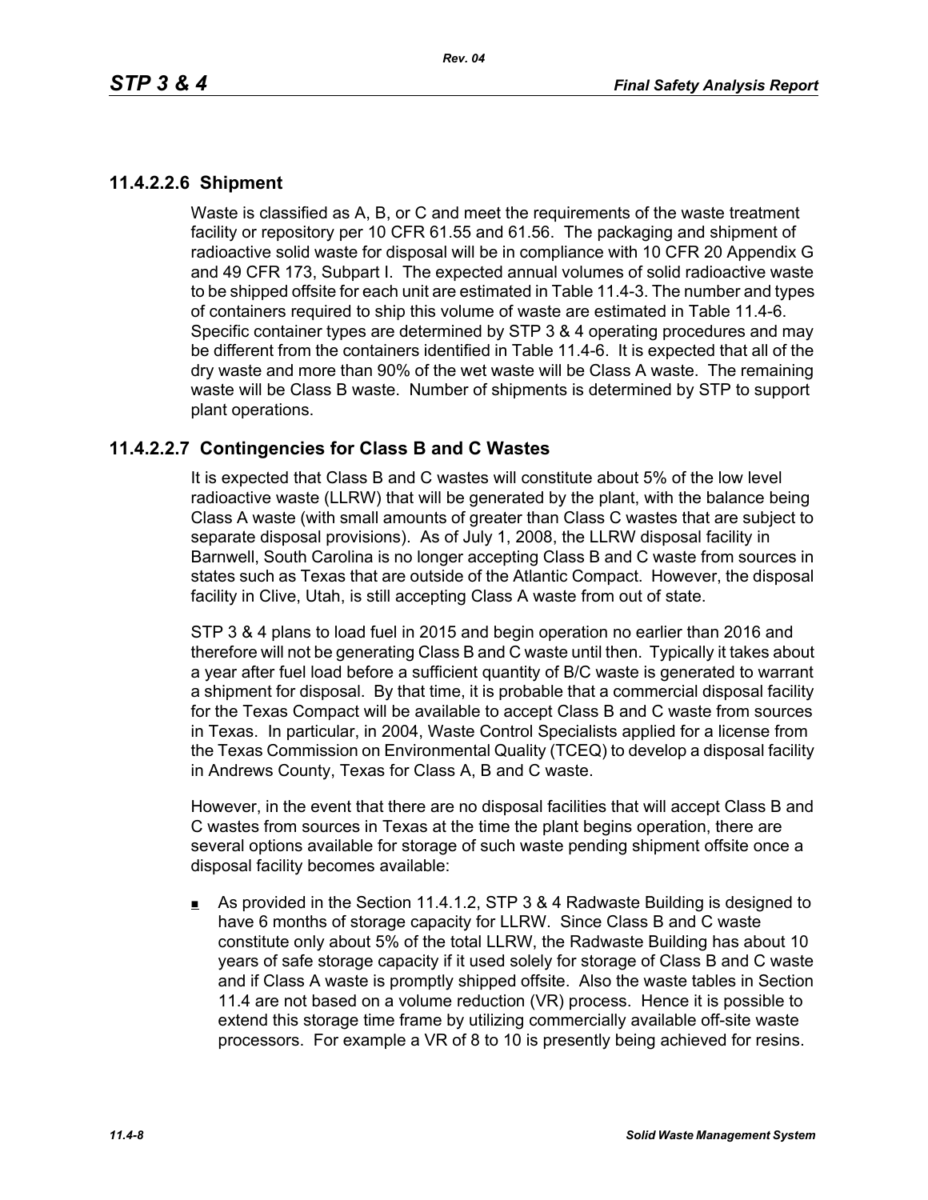### 11.4.2.2.6 Shipment

Waste is classified as A, B, or C and meet the requirements of the waste treatment facility or repository per 10 CFR 61.55 and 61.56. The packaging and shipment of radioactive solid waste for disposal will be in compliance with 10 CFR 20 Appendix G and 49 CFR 173, Subpart I. The expected annual volumes of solid radioactive waste to be shipped offsite for each unit are estimated in Table 11.4-3. The number and types of containers required to ship this volume of waste are estimated in Table 11.4-6. Specific container types are determined by STP 3 & 4 operating procedures and may be different from the containers identified in Table 11.4-6. It is expected that all of the dry waste and more than 90% of the wet waste will be Class A waste. The remaining waste will be Class B waste. Number of shipments is determined by STP to support plant operations.

### 11.4.2.2.7 Contingencies for Class B and C Wastes

It is expected that Class B and C wastes will constitute about 5% of the low level radioactive waste (LLRW) that will be generated by the plant, with the balance being Class A waste (with small amounts of greater than Class C wastes that are subject to separate disposal provisions). As of July 1, 2008, the LLRW disposal facility in Barnwell, South Carolina is no longer accepting Class B and C waste from sources in states such as Texas that are outside of the Atlantic Compact. However, the disposal facility in Clive, Utah, is still accepting Class A waste from out of state.

STP 3 & 4 plans to load fuel in 2015 and begin operation no earlier than 2016 and therefore will not be generating Class B and C waste until then. Typically it takes about a year after fuel load before a sufficient quantity of B/C waste is generated to warrant a shipment for disposal. By that time, it is probable that a commercial disposal facility for the Texas Compact will be available to accept Class B and C waste from sources in Texas. In particular, in 2004, Waste Control Specialists applied for a license from the Texas Commission on Environmental Quality (TCEQ) to develop a disposal facility in Andrews County, Texas for Class A, B and C waste.

However, in the event that there are no disposal facilities that will accept Class B and C wastes from sources in Texas at the time the plant begins operation, there are several options available for storage of such waste pending shipment offsite once a disposal facility becomes available:

- As provided in the Section 11.4.1.2, STP 3 & 4 Radwaste Building is designed to have 6 months of storage capacity for LLRW. Since Class B and C waste constitute only about 5% of the total LLRW, the Radwaste Building has about 10 years of safe storage capacity if it used solely for storage of Class B and C waste and if Class A waste is promptly shipped offsite. Also the waste tables in Section 11.4 are not based on a volume reduction (VR) process. Hence it is possible to extend this storage time frame by utilizing commercially available off-site waste processors. For example a VR of 8 to 10 is presently being achieved for resins.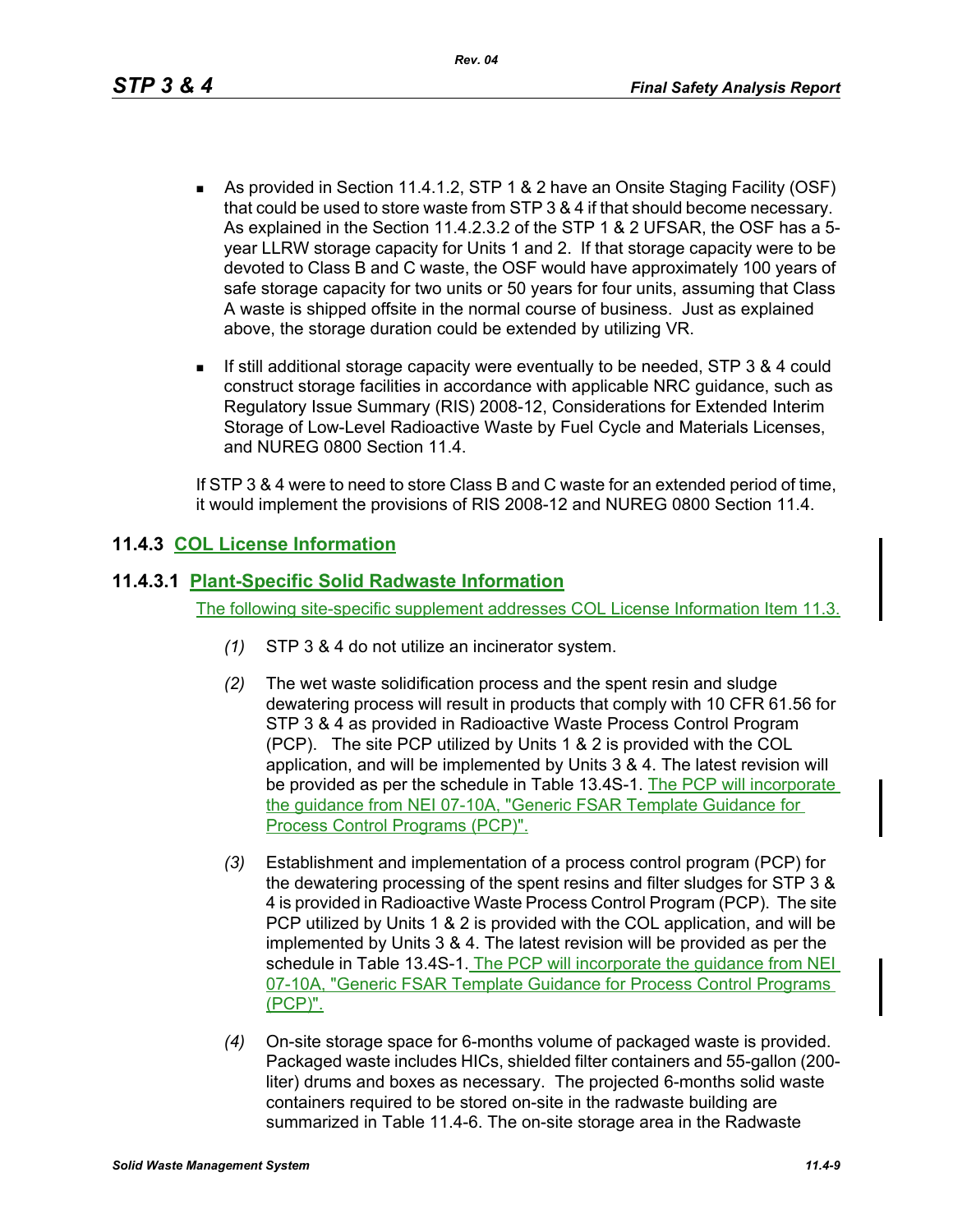- As provided in Section 11.4.1.2, STP 1 & 2 have an Onsite Staging Facility (OSF) that could be used to store waste from STP 3 & 4 if that should become necessary. As explained in the Section 11.4.2.3.2 of the STP 1 & 2 UFSAR, the OSF has a 5-year LLRW storage capacity for Units 1 and 2. If that storage capacity were to be devoted to Class B and C waste, the OSF would have approximately 100 years of safe storage capacity for two units or 50 years for four units, assuming that Class A waste is shipped offsite in the normal course of business. Just as explained above, the storage duration could be extended by utilizing VR.

- If still additional storage capacity were eventually to be needed, STP 3 & 4 could construct storage facilities in accordance with applicable NRC guidance, such as Regulatory Issue Summary (RIS) 2008-12, Considerations for Extended Interim Storage of Low-Level Radioactive Waste by Fuel Cycle and Materials Licenses, and NUREG 0800 Section 11.4.

If STP 3 & 4 were to need to store Class B and C waste for an extended period of time, it would implement the provisions of RIS 2008-12 and NUREG 0800 Section 11.4.

## 11.4.3 COL License Information

### 11.4.3.1 Plant-Specific Solid Radwaste Information

The following site-specific supplement addresses COL License Information Item 11.3.

*(1)* STP 3 & 4 do not utilize an incinerator system.

*(2)* The wet waste solidification process and the spent resin and sludge dewatering process will result in products that comply with 10 CFR 61.56 for STP 3 & 4 as provided in Radioactive Waste Process Control Program (PCP). The site PCP utilized by Units 1 & 2 is provided with the COL application, and will be implemented by Units 3 & 4. The latest revision will be provided as per the schedule in Table 13.4S-1. The PCP will incorporate the guidance from NEI 07-10A, "Generic FSAR Template Guidance for Process Control Programs (PCP)".

*(3)* Establishment and implementation of a process control program (PCP) for the dewatering processing of the spent resins and filter sludges for STP 3 & 4 is provided in Radioactive Waste Process Control Program (PCP). The site PCP utilized by Units 1 & 2 is provided with the COL application, and will be implemented by Units 3 & 4. The latest revision will be provided as per the schedule in Table 13.4S-1. The PCP will incorporate the guidance from NEI 07-10A, "Generic FSAR Template Guidance for Process Control Programs (PCP)".

*(4)* On-site storage space for 6-months volume of packaged waste is provided. Packaged waste includes HICs, shielded filter containers and 55-gallon (200-liter) drums and boxes as necessary. The projected 6-months solid waste containers required to be stored on-site in the radwaste building are summarized in Table 11.4-6. The on-site storage area in the Radwaste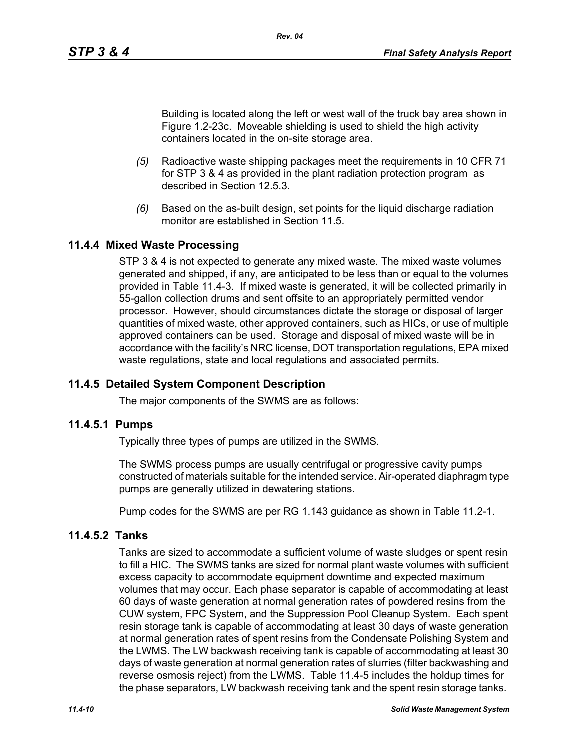Building is located along the left or west wall of the truck bay area shown in Figure 1.2-23c. Moveable shielding is used to shield the high activity containers located in the on-site storage area.

*(5)* Radioactive waste shipping packages meet the requirements in 10 CFR 71 for STP 3 & 4 as provided in the plant radiation protection program as described in Section 12.5.3.

*(6)* Based on the as-built design, set points for the liquid discharge radiation monitor are established in Section 11.5.

## 11.4.4 Mixed Waste Processing

STP 3 & 4 is not expected to generate any mixed waste. The mixed waste volumes generated and shipped, if any, are anticipated to be less than or equal to the volumes provided in Table 11.4-3. If mixed waste is generated, it will be collected primarily in 55-gallon collection drums and sent offsite to an appropriately permitted vendor processor. However, should circumstances dictate the storage or disposal of larger quantities of mixed waste, other approved containers, such as HICs, or use of multiple approved containers can be used. Storage and disposal of mixed waste will be in accordance with the facility's NRC license, DOT transportation regulations, EPA mixed waste regulations, state and local regulations and associated permits.

## 11.4.5 Detailed System Component Description

The major components of the SWMS are as follows:

### 11.4.5.1 Pumps

Typically three types of pumps are utilized in the SWMS.

The SWMS process pumps are usually centrifugal or progressive cavity pumps constructed of materials suitable for the intended service. Air-operated diaphragm type pumps are generally utilized in dewatering stations.

Pump codes for the SWMS are per RG 1.143 guidance as shown in Table 11.2-1.

### 11.4.5.2 Tanks

Tanks are sized to accommodate a sufficient volume of waste sludges or spent resin to fill a HIC. The SWMS tanks are sized for normal plant waste volumes with sufficient excess capacity to accommodate equipment downtime and expected maximum volumes that may occur. Each phase separator is capable of accommodating at least 60 days of waste generation at normal generation rates of powdered resins from the CUW system, FPC System, and the Suppression Pool Cleanup System. Each spent resin storage tank is capable of accommodating at least 30 days of waste generation at normal generation rates of spent resins from the Condensate Polishing System and the LWMS. The LW backwash receiving tank is capable of accommodating at least 30 days of waste generation at normal generation rates of slurries (filter backwashing and reverse osmosis reject) from the LWMS. Table 11.4-5 includes the holdup times for the phase separators, LW backwash receiving tank and the spent resin storage tanks.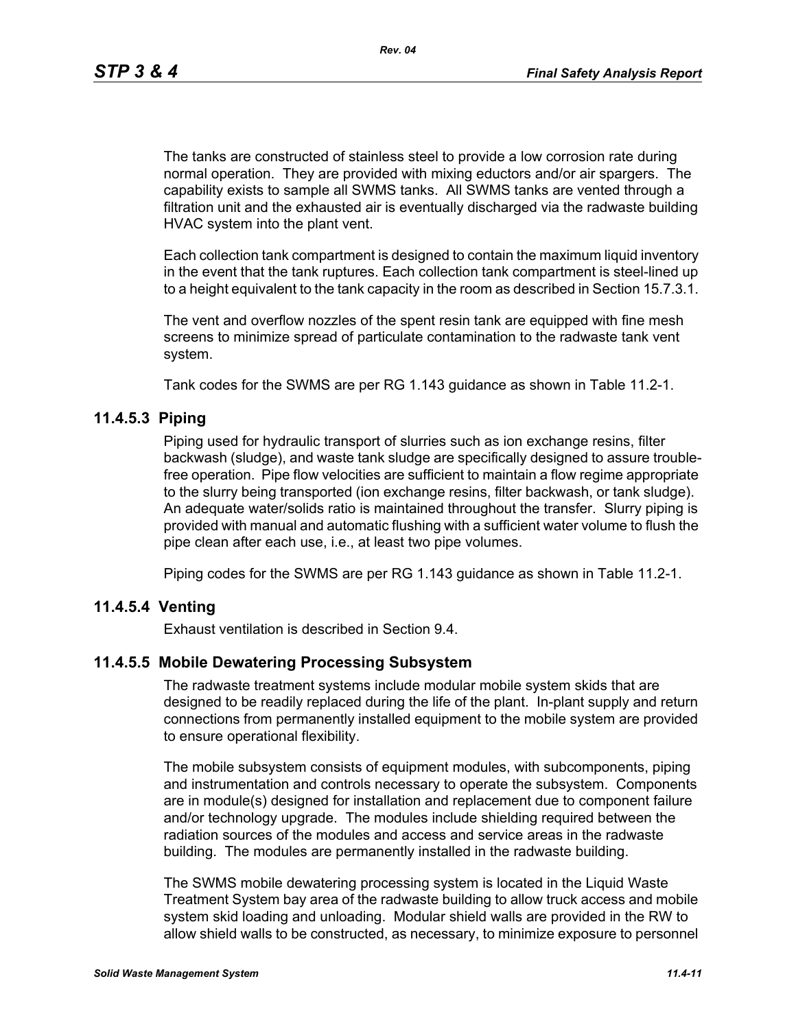The tanks are constructed of stainless steel to provide a low corrosion rate during normal operation. They are provided with mixing eductors and/or air spargers. The capability exists to sample all SWMS tanks. All SWMS tanks are vented through a filtration unit and the exhausted air is eventually discharged via the radwaste building HVAC system into the plant vent.

Each collection tank compartment is designed to contain the maximum liquid inventory in the event that the tank ruptures. Each collection tank compartment is steel-lined up to a height equivalent to the tank capacity in the room as described in Section 15.7.3.1.

The vent and overflow nozzles of the spent resin tank are equipped with fine mesh screens to minimize spread of particulate contamination to the radwaste tank vent system.

Tank codes for the SWMS are per RG 1.143 guidance as shown in Table 11.2-1.

### 11.4.5.3 Piping

Piping used for hydraulic transport of slurries such as ion exchange resins, filter backwash (sludge), and waste tank sludge are specifically designed to assure trouble-free operation. Pipe flow velocities are sufficient to maintain a flow regime appropriate to the slurry being transported (ion exchange resins, filter backwash, or tank sludge). An adequate water/solids ratio is maintained throughout the transfer. Slurry piping is provided with manual and automatic flushing with a sufficient water volume to flush the pipe clean after each use, i.e., at least two pipe volumes.

Piping codes for the SWMS are per RG 1.143 guidance as shown in Table 11.2-1.

### 11.4.5.4 Venting

Exhaust ventilation is described in Section 9.4.

### 11.4.5.5 Mobile Dewatering Processing Subsystem

The radwaste treatment systems include modular mobile system skids that are designed to be readily replaced during the life of the plant. In-plant supply and return connections from permanently installed equipment to the mobile system are provided to ensure operational flexibility.

The mobile subsystem consists of equipment modules, with subcomponents, piping and instrumentation and controls necessary to operate the subsystem. Components are in module(s) designed for installation and replacement due to component failure and/or technology upgrade. The modules include shielding required between the radiation sources of the modules and access and service areas in the radwaste building. The modules are permanently installed in the radwaste building.

The SWMS mobile dewatering processing system is located in the Liquid Waste Treatment System bay area of the radwaste building to allow truck access and mobile system skid loading and unloading. Modular shield walls are provided in the RW to allow shield walls to be constructed, as necessary, to minimize exposure to personnel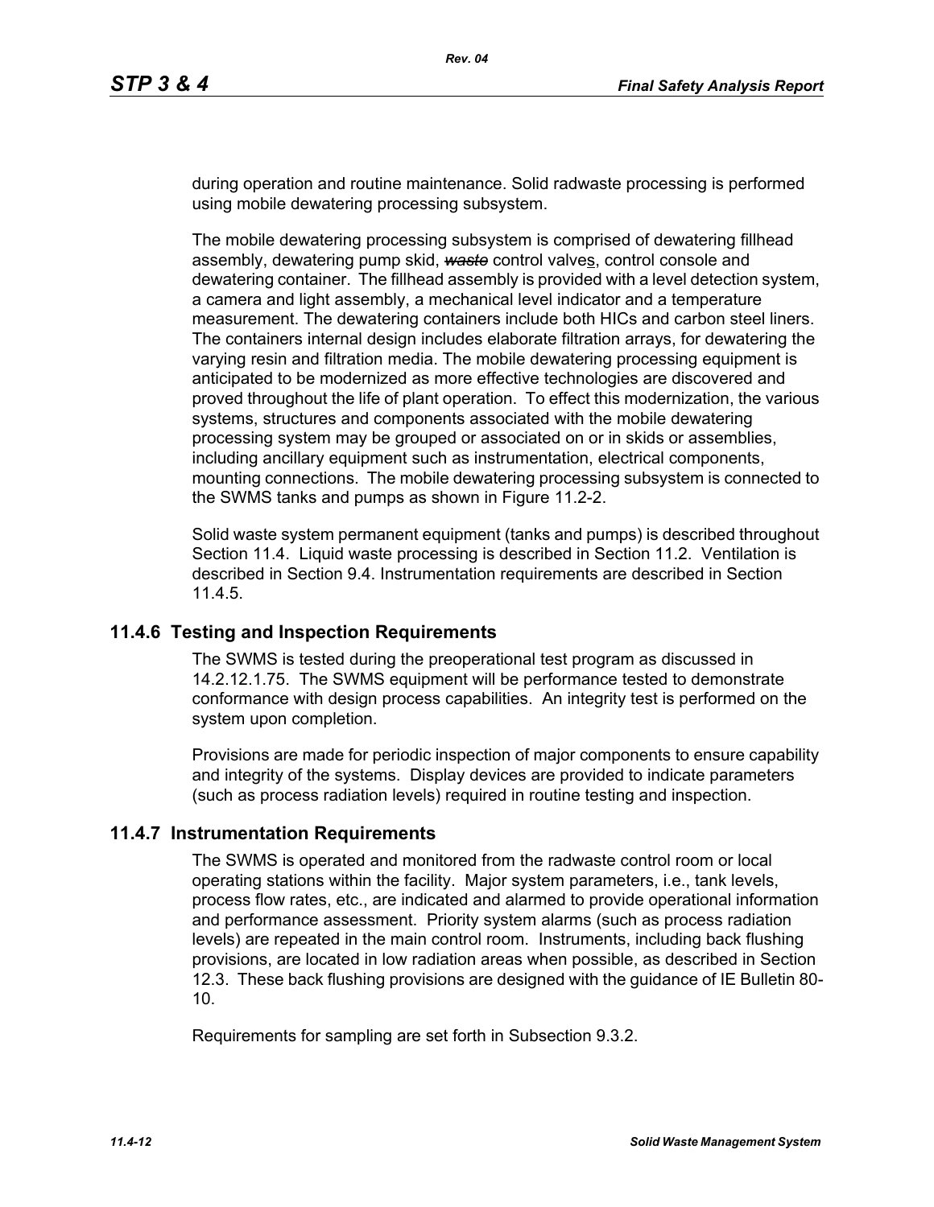during operation and routine maintenance. Solid radwaste processing is performed using mobile dewatering processing subsystem.

The mobile dewatering processing subsystem is comprised of dewatering fillhead assembly, dewatering pump skid, ~~*waste*~~ control valves, control console and dewatering container. The fillhead assembly is provided with a level detection system, a camera and light assembly, a mechanical level indicator and a temperature measurement. The dewatering containers include both HICs and carbon steel liners. The containers internal design includes elaborate filtration arrays, for dewatering the varying resin and filtration media. The mobile dewatering processing equipment is anticipated to be modernized as more effective technologies are discovered and proved throughout the life of plant operation. To effect this modernization, the various systems, structures and components associated with the mobile dewatering processing system may be grouped or associated on or in skids or assemblies, including ancillary equipment such as instrumentation, electrical components, mounting connections. The mobile dewatering processing subsystem is connected to the SWMS tanks and pumps as shown in Figure 11.2-2.

Solid waste system permanent equipment (tanks and pumps) is described throughout Section 11.4. Liquid waste processing is described in Section 11.2. Ventilation is described in Section 9.4. Instrumentation requirements are described in Section 11.4.5.

## 11.4.6 Testing and Inspection Requirements

The SWMS is tested during the preoperational test program as discussed in 14.2.12.1.75. The SWMS equipment will be performance tested to demonstrate conformance with design process capabilities. An integrity test is performed on the system upon completion.

Provisions are made for periodic inspection of major components to ensure capability and integrity of the systems. Display devices are provided to indicate parameters (such as process radiation levels) required in routine testing and inspection.

## 11.4.7 Instrumentation Requirements

The SWMS is operated and monitored from the radwaste control room or local operating stations within the facility. Major system parameters, i.e., tank levels, process flow rates, etc., are indicated and alarmed to provide operational information and performance assessment. Priority system alarms (such as process radiation levels) are repeated in the main control room. Instruments, including back flushing provisions, are located in low radiation areas when possible, as described in Section 12.3. These back flushing provisions are designed with the guidance of IE Bulletin 80-10.

Requirements for sampling are set forth in Subsection 9.3.2.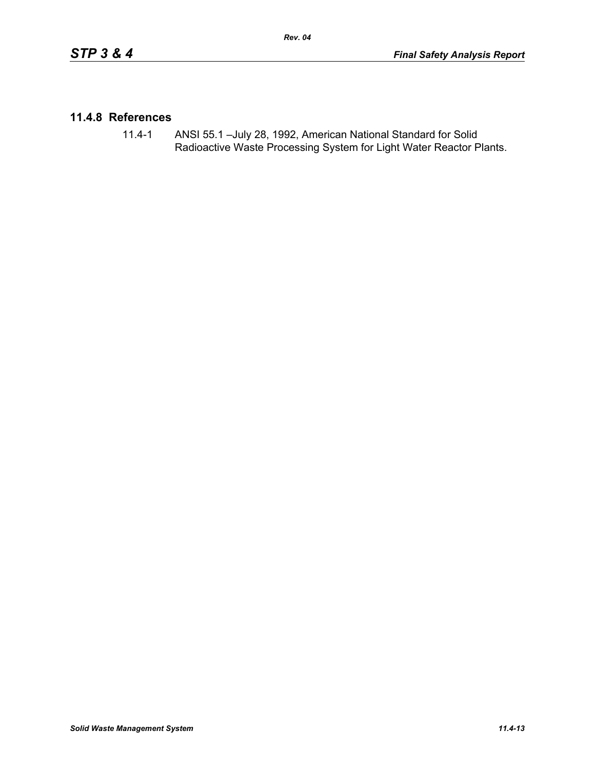## 11.4.8 References

11.4-1 ANSI 55.1 –July 28, 1992, American National Standard for Solid Radioactive Waste Processing System for Light Water Reactor Plants.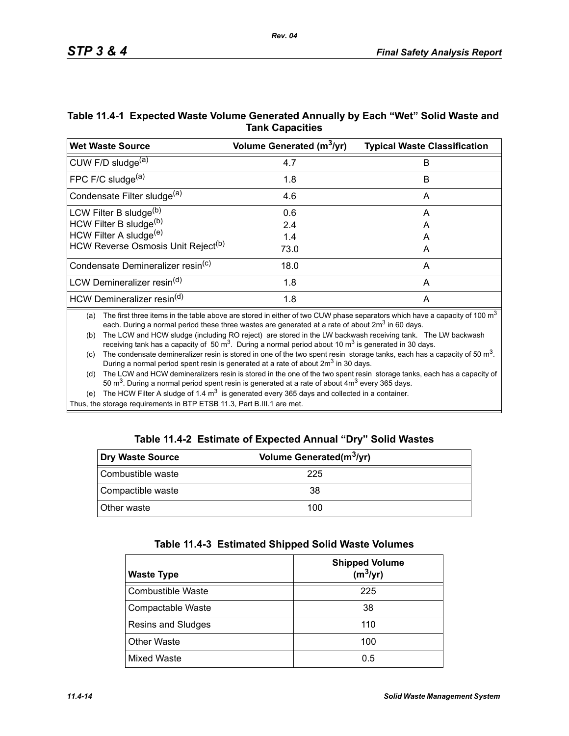### Table 11.4-1 Expected Waste Volume Generated Annually by Each "Wet" Solid Waste and Tank Capacities

| Wet Waste Source | Volume Generated ($m^3$/yr) | Typical Waste Classification |
|---|---|---|
| CUW F/D sludge[(a)] | 4.7 | B |
| FPC F/C sludge[(a)] | 1.8 | B |
| Condensate Filter sludge[(a)] | 4.6 | A |
| LCW Filter B sludge[(b)]<br>HCW Filter B sludge[(b)]<br>HCW Filter A sludge[(e)]<br>HCW Reverse Osmosis Unit Reject[(b)] | 0.6<br>2.4<br>1.4<br>73.0 | A<br>A<br>A<br>A |
| Condensate Demineralizer resin[(c)] | 18.0 | A |
| LCW Demineralizer resin[(d)] | 1.8 | A |
| HCW Demineralizer resin[(d)] | 1.8 | A |

(a) The first three items in the table above are stored in either of two CUW phase separators which have a capacity of 100 $m^3$ each. During a normal period these three wastes are generated at a rate of about 2$m^3$ in 60 days.

(b) The LCW and HCW sludge (including RO reject) are stored in the LW backwash receiving tank. The LW backwash receiving tank has a capacity of 50 $m^3$. During a normal period about 10 $m^3$ is generated in 30 days.

(c) The condensate demineralizer resin is stored in one of the two spent resin storage tanks, each has a capacity of 50 $m^3$. During a normal period spent resin is generated at a rate of about 2$m^3$ in 30 days.

(d) The LCW and HCW demineralizers resin is stored in the one of the two spent resin storage tanks, each has a capacity of 50 $m^3$. During a normal period spent resin is generated at a rate of about 4$m^3$ every 365 days.

(e) The HCW Filter A sludge of 1.4 $m^3$ is generated every 365 days and collected in a container.

Thus, the storage requirements in BTP ETSB 11.3, Part B.III.1 are met.

### Table 11.4-2 Estimate of Expected Annual "Dry" Solid Wastes

| Dry Waste Source | Volume Generated($m^3$/yr) |
|---|---|
| Combustible waste | 225 |
| Compactible waste | 38 |
| Other waste | 100 |

### Table 11.4-3 Estimated Shipped Solid Waste Volumes

| Waste Type | Shipped Volume ($m^3$/yr) |
|---|---|
| Combustible Waste | 225 |
| Compactable Waste | 38 |
| Resins and Sludges | 110 |
| Other Waste | 100 |
| Mixed Waste | 0.5 |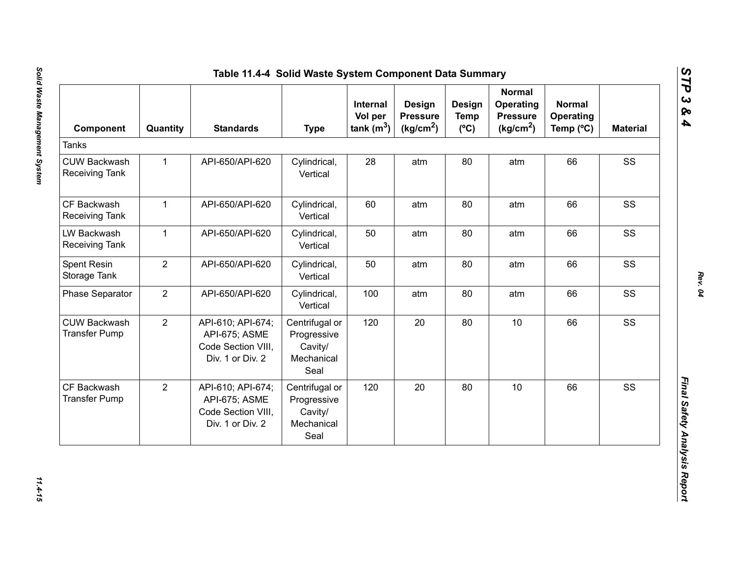# Table 11.4-4 Solid Waste System Component Data Summary

| Component | Quantity | Standards | Type | Internal Vol per tank ($m^3$) | Design Pressure ($kg/cm^2$) | Design Temp (ºC) | Normal Operating Pressure ($kg/cm^2$) | Normal Operating Temp (ºC) | Material |
|---|---|---|---|---|---|---|---|---|---|
| Tanks | | | | | | | | | |
| CUW Backwash Receiving Tank | 1 | API-650/API-620 | Cylindrical, Vertical | 28 | atm | 80 | atm | 66 | SS |
| CF Backwash Receiving Tank | 1 | API-650/API-620 | Cylindrical, Vertical | 60 | atm | 80 | atm | 66 | SS |
| LW Backwash Receiving Tank | 1 | API-650/API-620 | Cylindrical, Vertical | 50 | atm | 80 | atm | 66 | SS |
| Spent Resin Storage Tank | 2 | API-650/API-620 | Cylindrical, Vertical | 50 | atm | 80 | atm | 66 | SS |
| Phase Separator | 2 | API-650/API-620 | Cylindrical, Vertical | 100 | atm | 80 | atm | 66 | SS |
| CUW Backwash Transfer Pump | 2 | API-610; API-674; API-675; ASME Code Section VIII, Div. 1 or Div. 2 | Centrifugal or Progressive Cavity/ Mechanical Seal | 120 | 20 | 80 | 10 | 66 | SS |
| CF Backwash Transfer Pump | 2 | API-610; API-674; API-675; ASME Code Section VIII, Div. 1 or Div. 2 | Centrifugal or Progressive Cavity/ Mechanical Seal | 120 | 20 | 80 | 10 | 66 | SS |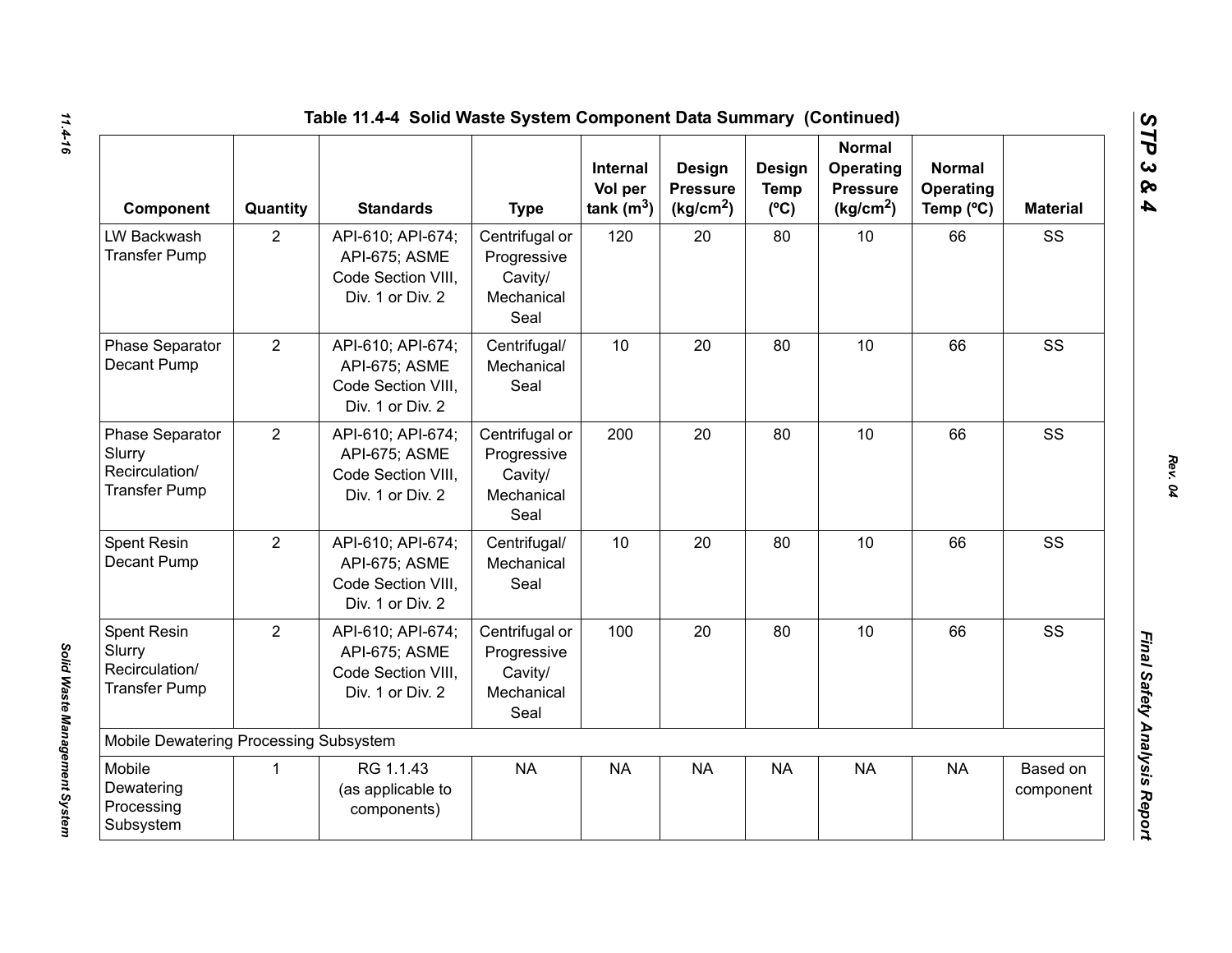## Table 11.4-4 Solid Waste System Component Data Summary (Continued)

| Component | Quantity | Standards | Type | Internal Vol per tank ($m^3$) | Design Pressure ($kg/cm^2$) | Design Temp (ºC) | Normal Operating Pressure ($kg/cm^2$) | Normal Operating Temp (ºC) | Material |
|---|---|---|---|---|---|---|---|---|---|
| LW Backwash Transfer Pump | 2 | API-610; API-674; API-675; ASME Code Section VIII, Div. 1 or Div. 2 | Centrifugal or Progressive Cavity/ Mechanical Seal | 120 | 20 | 80 | 10 | 66 | SS |
| Phase Separator Decant Pump | 2 | API-610; API-674; API-675; ASME Code Section VIII, Div. 1 or Div. 2 | Centrifugal/ Mechanical Seal | 10 | 20 | 80 | 10 | 66 | SS |
| Phase Separator Slurry Recirculation/ Transfer Pump | 2 | API-610; API-674; API-675; ASME Code Section VIII, Div. 1 or Div. 2 | Centrifugal or Progressive Cavity/ Mechanical Seal | 200 | 20 | 80 | 10 | 66 | SS |
| Spent Resin Decant Pump | 2 | API-610; API-674; API-675; ASME Code Section VIII, Div. 1 or Div. 2 | Centrifugal/ Mechanical Seal | 10 | 20 | 80 | 10 | 66 | SS |
| Spent Resin Slurry Recirculation/ Transfer Pump | 2 | API-610; API-674; API-675; ASME Code Section VIII, Div. 1 or Div. 2 | Centrifugal or Progressive Cavity/ Mechanical Seal | 100 | 20 | 80 | 10 | 66 | SS |
| Mobile Dewatering Processing Subsystem | | | | | | | | | |
| Mobile Dewatering Processing Subsystem | 1 | RG 1.1.43 (as applicable to components) | NA | NA | NA | NA | NA | NA | Based on component |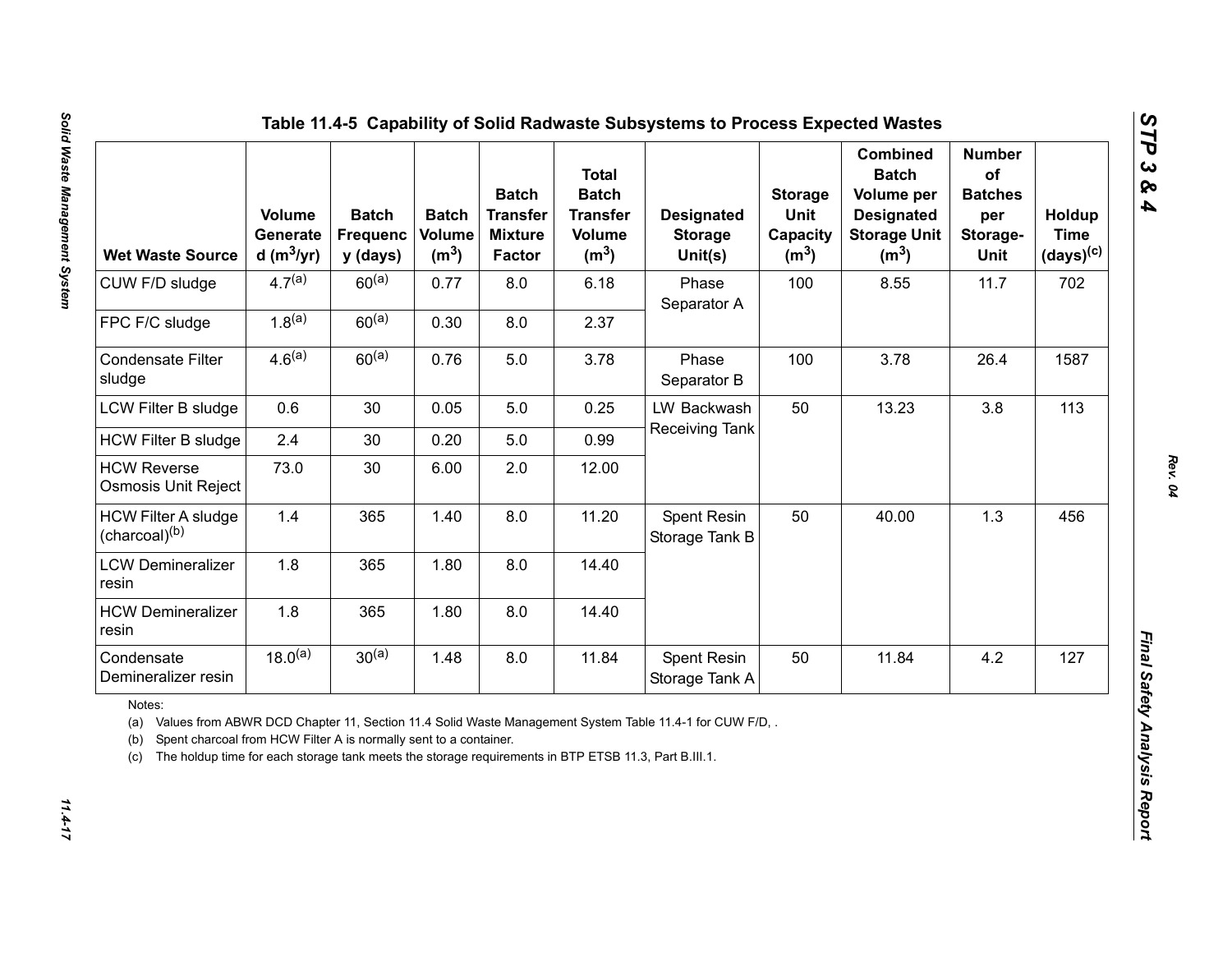# Table 11.4-5 Capability of Solid Radwaste Subsystems to Process Expected Wastes

| Wet Waste Source | Volume Generated ($m^3$/yr) | Batch Frequency (days) | Batch Volume ($m^3$) | Batch Transfer Mixture Factor | Total Batch Transfer Volume ($m^3$) | Designated Storage Unit(s) | Storage Unit Capacity ($m^3$) | Combined Batch Volume per Designated Storage Unit ($m^3$) | Number of Batches per Storage-Unit | Holdup Time (days)[c] |
|---|---|---|---|---|---|---|---|---|---|---|
| CUW F/D sludge | 4.7[a] | 60[a] | 0.77 | 8.0 | 6.18 | Phase Separator A | 100 | 8.55 | 11.7 | 702 |
| FPC F/C sludge | 1.8[a] | 60[a] | 0.30 | 8.0 | 2.37 | | | | | |
| Condensate Filter sludge | 4.6[a] | 60[a] | 0.76 | 5.0 | 3.78 | Phase Separator B | 100 | 3.78 | 26.4 | 1587 |
| LCW Filter B sludge | 0.6 | 30 | 0.05 | 5.0 | 0.25 | LW Backwash Receiving Tank | 50 | 13.23 | 3.8 | 113 |
| HCW Filter B sludge | 2.4 | 30 | 0.20 | 5.0 | 0.99 | | | | | |
| HCW Reverse Osmosis Unit Reject | 73.0 | 30 | 6.00 | 2.0 | 12.00 | | | | | |
| HCW Filter A sludge (charcoal)[b] | 1.4 | 365 | 1.40 | 8.0 | 11.20 | Spent Resin Storage Tank B | 50 | 40.00 | 1.3 | 456 |
| LCW Demineralizer resin | 1.8 | 365 | 1.80 | 8.0 | 14.40 | | | | | |
| HCW Demineralizer resin | 1.8 | 365 | 1.80 | 8.0 | 14.40 | | | | | |
| Condensate Demineralizer resin | 18.0[a] | 30[a] | 1.48 | 8.0 | 11.84 | Spent Resin Storage Tank A | 50 | 11.84 | 4.2 | 127 |

Notes:

(a) Values from ABWR DCD Chapter 11, Section 11.4 Solid Waste Management System Table 11.4-1 for CUW F/D, .

(b) Spent charcoal from HCW Filter A is normally sent to a container.

(c) The holdup time for each storage tank meets the storage requirements in BTP ETSB 11.3, Part B.III.1.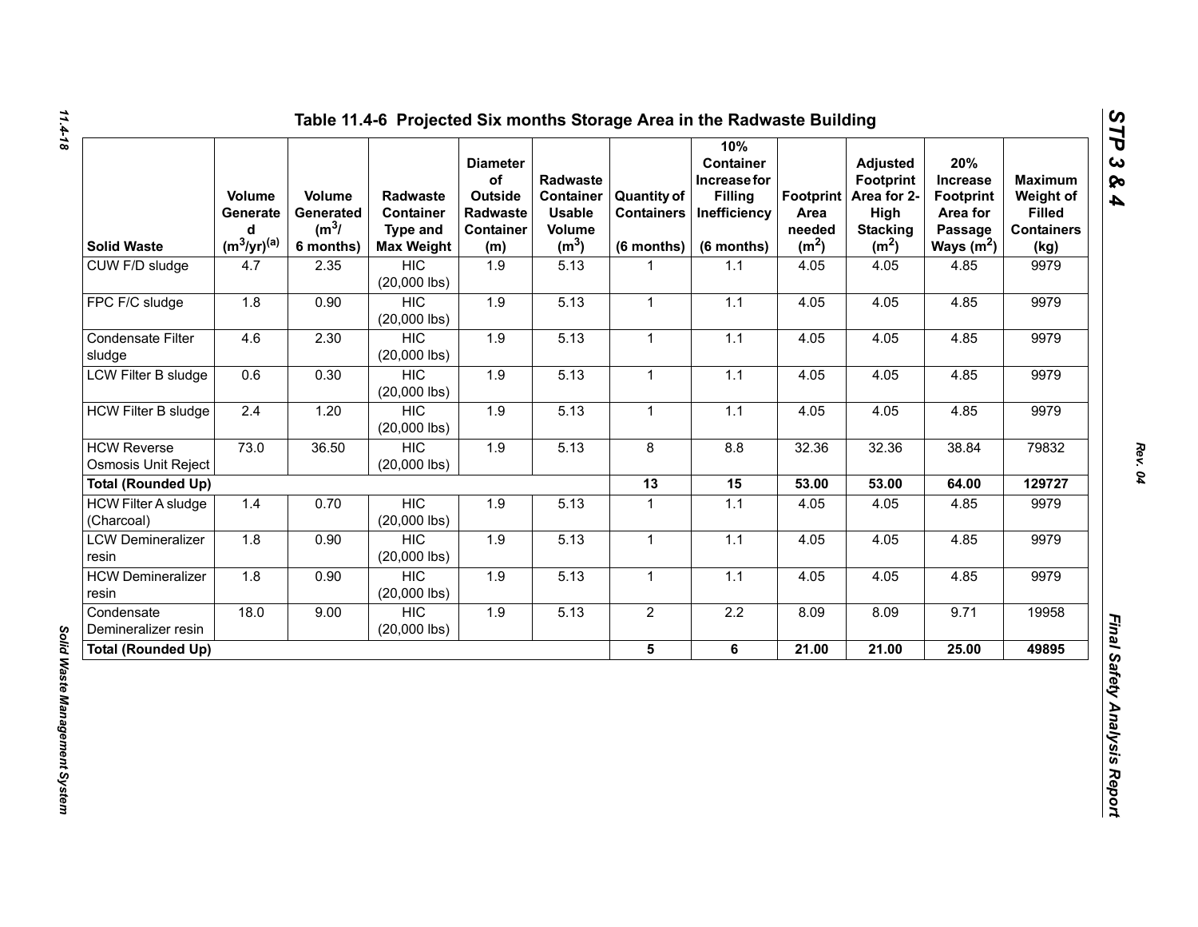# Table 11.4-6 Projected Six months Storage Area in the Radwaste Building

| Solid Waste | Volume Generated ($m^3$/yr)[(a)] | Volume Generated ($m^3$/ 6 months) | Radwaste Container Type and Max Weight | Diameter of Outside Radwaste Container (m) | Radwaste Container Usable Volume ($m^3$) | Quantity of Containers (6 months) | 10% Container Increase for Filling Inefficiency (6 months) | Footprint Area needed ($m^2$) | Adjusted Footprint Area for 2-High Stacking ($m^2$) | 20% Increase Footprint Area for Passage Ways ($m^2$) | Maximum Weight of Filled Containers (kg) |
|---|---|---|---|---|---|---|---|---|---|---|---|
| CUW F/D sludge | 4.7 | 2.35 | HIC (20,000 lbs) | 1.9 | 5.13 | 1 | 1.1 | 4.05 | 4.05 | 4.85 | 9979 |
| FPC F/C sludge | 1.8 | 0.90 | HIC (20,000 lbs) | 1.9 | 5.13 | 1 | 1.1 | 4.05 | 4.05 | 4.85 | 9979 |
| Condensate Filter sludge | 4.6 | 2.30 | HIC (20,000 lbs) | 1.9 | 5.13 | 1 | 1.1 | 4.05 | 4.05 | 4.85 | 9979 |
| LCW Filter B sludge | 0.6 | 0.30 | HIC (20,000 lbs) | 1.9 | 5.13 | 1 | 1.1 | 4.05 | 4.05 | 4.85 | 9979 |
| HCW Filter B sludge | 2.4 | 1.20 | HIC (20,000 lbs) | 1.9 | 5.13 | 1 | 1.1 | 4.05 | 4.05 | 4.85 | 9979 |
| HCW Reverse Osmosis Unit Reject | 73.0 | 36.50 | HIC (20,000 lbs) | 1.9 | 5.13 | 8 | 8.8 | 32.36 | 32.36 | 38.84 | 79832 |
| **Total (Rounded Up)** | | | | | | **13** | **15** | **53.00** | **53.00** | **64.00** | **129727** |
| HCW Filter A sludge (Charcoal) | 1.4 | 0.70 | HIC (20,000 lbs) | 1.9 | 5.13 | 1 | 1.1 | 4.05 | 4.05 | 4.85 | 9979 |
| LCW Demineralizer resin | 1.8 | 0.90 | HIC (20,000 lbs) | 1.9 | 5.13 | 1 | 1.1 | 4.05 | 4.05 | 4.85 | 9979 |
| HCW Demineralizer resin | 1.8 | 0.90 | HIC (20,000 lbs) | 1.9 | 5.13 | 1 | 1.1 | 4.05 | 4.05 | 4.85 | 9979 |
| Condensate Demineralizer resin | 18.0 | 9.00 | HIC (20,000 lbs) | 1.9 | 5.13 | 2 | 2.2 | 8.09 | 8.09 | 9.71 | 19958 |
| **Total (Rounded Up)** | | | | | | **5** | **6** | **21.00** | **21.00** | **25.00** | **49895** |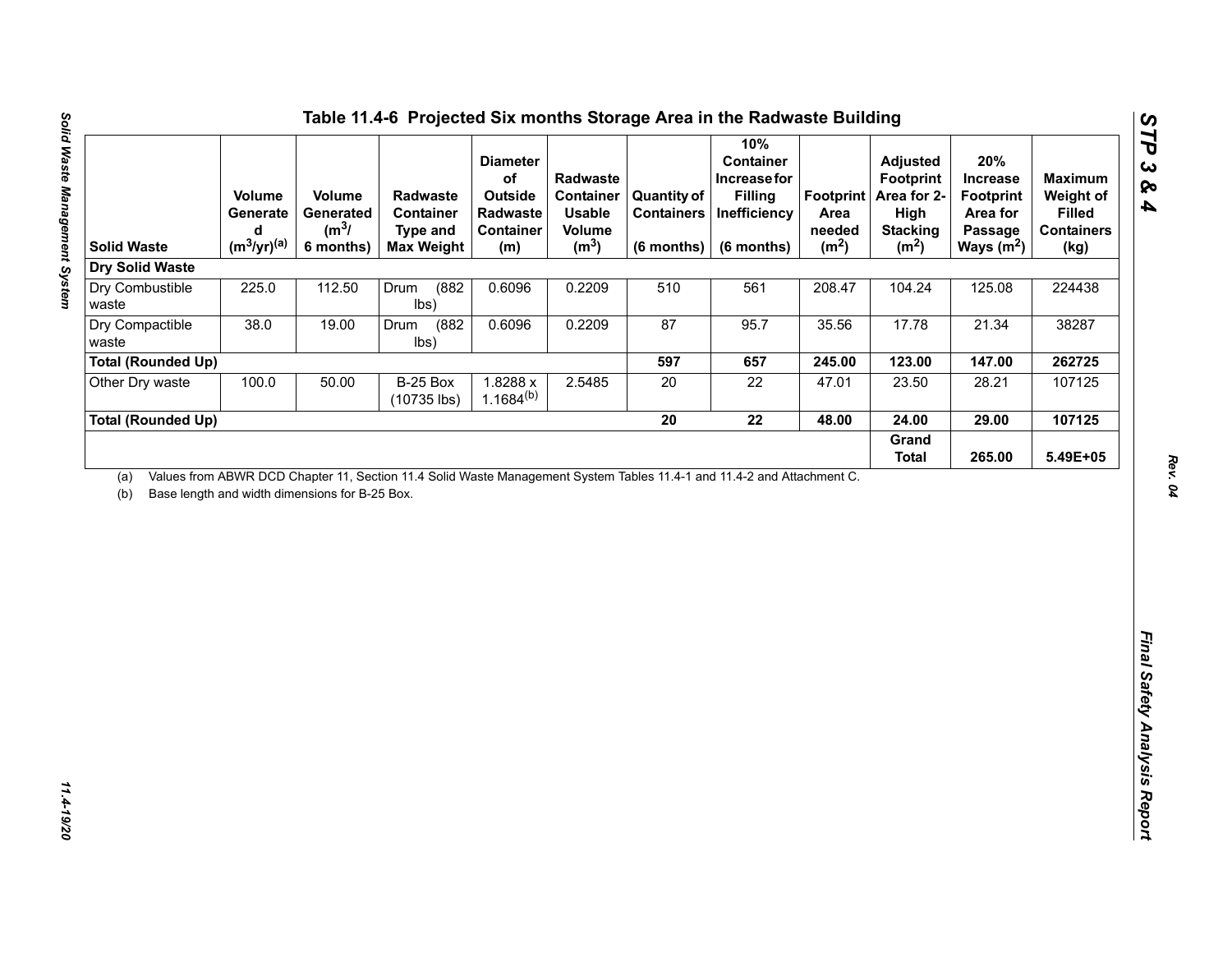## Table 11.4-6 Projected Six months Storage Area in the Radwaste Building

| Solid Waste | Volume Generated ($m^3$/yr)[(a)] | Volume Generated ($m^3$/ 6 months) | Radwaste Container Type and Max Weight | Diameter of Outside Radwaste Container (m) | Radwaste Container Usable Volume ($m^3$) | Quantity of Containers (6 months) | 10% Container Increase for Filling Inefficiency (6 months) | Footprint Area needed ($m^2$) | Adjusted Footprint Area for 2-High Stacking ($m^2$) | 20% Increase Footprint Area for Passage Ways ($m^2$) | Maximum Weight of Filled Containers (kg) |
|---|---|---|---|---|---|---|---|---|---|---|---|
| **Dry Solid Waste** | | | | | | | | | | | |
| Dry Combustible waste | 225.0 | 112.50 | Drum (882 lbs) | 0.6096 | 0.2209 | 510 | 561 | 208.47 | 104.24 | 125.08 | 224438 |
| Dry Compactible waste | 38.0 | 19.00 | Drum (882 lbs) | 0.6096 | 0.2209 | 87 | 95.7 | 35.56 | 17.78 | 21.34 | 38287 |
| **Total (Rounded Up)** | | | | | | **597** | **657** | **245.00** | **123.00** | **147.00** | **262725** |
| Other Dry waste | 100.0 | 50.00 | B-25 Box (10735 lbs) | 1.8288 x 1.1684[(b)] | 2.5485 | 20 | 22 | 47.01 | 23.50 | 28.21 | 107125 |
| **Total (Rounded Up)** | | | | | | **20** | **22** | **48.00** | **24.00** | **29.00** | **107125** |
| | | | | | | | | | **Grand Total** | **265.00** | **5.49E+05** |

(a) Values from ABWR DCD Chapter 11, Section 11.4 Solid Waste Management System Tables 11.4-1 and 11.4-2 and Attachment C.

(b) Base length and width dimensions for B-25 Box.